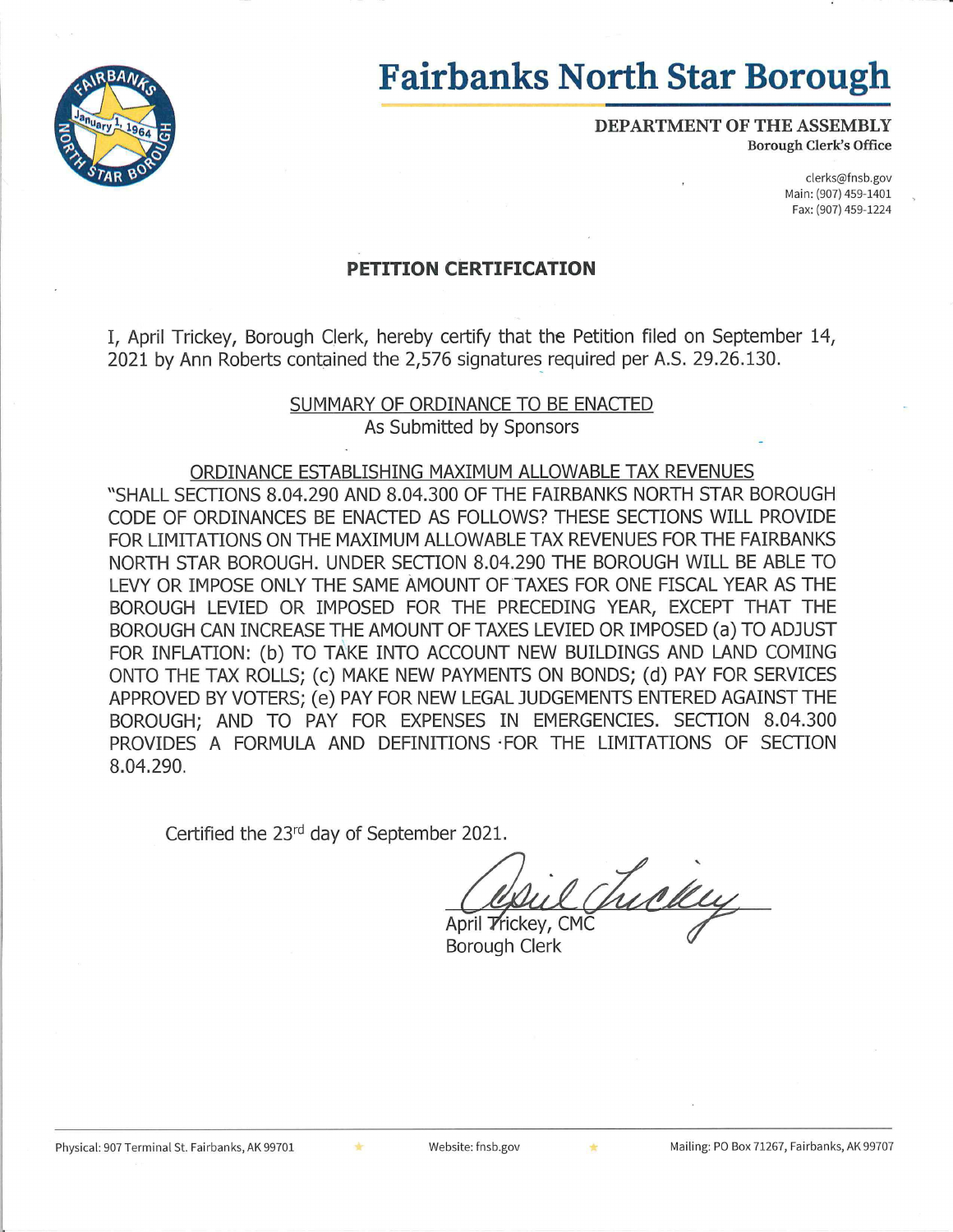# Fairbanks North Star Borough

**DEPARTMENT OF THE ASSEMBLY**
**Borough Clerk's Office**

clerks@fnsb.gov
Main: (907) 459-1401
Fax: (907) 459-1224

## PETITION CERTIFICATION

I, April Trickey, Borough Clerk, hereby certify that the Petition filed on September 14, 2021 by Ann Roberts contained the 2,576 signatures required per A.S. 29.26.130.

SUMMARY OF ORDINANCE TO BE ENACTED
As Submitted by Sponsors

ORDINANCE ESTABLISHING MAXIMUM ALLOWABLE TAX REVENUES

"SHALL SECTIONS 8.04.290 AND 8.04.300 OF THE FAIRBANKS NORTH STAR BOROUGH CODE OF ORDINANCES BE ENACTED AS FOLLOWS? THESE SECTIONS WILL PROVIDE FOR LIMITATIONS ON THE MAXIMUM ALLOWABLE TAX REVENUES FOR THE FAIRBANKS NORTH STAR BOROUGH. UNDER SECTION 8.04.290 THE BOROUGH WILL BE ABLE TO LEVY OR IMPOSE ONLY THE SAME AMOUNT OF TAXES FOR ONE FISCAL YEAR AS THE BOROUGH LEVIED OR IMPOSED FOR THE PRECEDING YEAR, EXCEPT THAT THE BOROUGH CAN INCREASE THE AMOUNT OF TAXES LEVIED OR IMPOSED (a) TO ADJUST FOR INFLATION: (b) TO TAKE INTO ACCOUNT NEW BUILDINGS AND LAND COMING ONTO THE TAX ROLLS; (c) MAKE NEW PAYMENTS ON BONDS; (d) PAY FOR SERVICES APPROVED BY VOTERS; (e) PAY FOR NEW LEGAL JUDGEMENTS ENTERED AGAINST THE BOROUGH; AND TO PAY FOR EXPENSES IN EMERGENCIES. SECTION 8.04.300 PROVIDES A FORMULA AND DEFINITIONS FOR THE LIMITATIONS OF SECTION 8.04.290.

Certified the 23rd day of September 2021.

April Trickey, CMC
Borough Clerk

Physical: 907 Terminal St. Fairbanks, AK 99701 | Website: fnsb.gov | Mailing: PO Box 71267, Fairbanks, AK 99707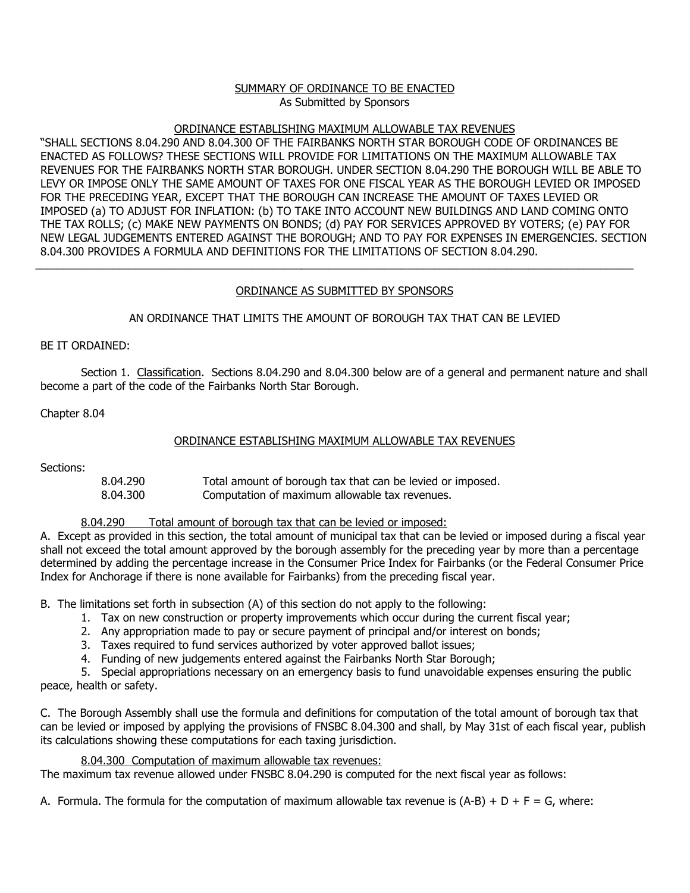SUMMARY OF ORDINANCE TO BE ENACTED
As Submitted by Sponsors

ORDINANCE ESTABLISHING MAXIMUM ALLOWABLE TAX REVENUES

"SHALL SECTIONS 8.04.290 AND 8.04.300 OF THE FAIRBANKS NORTH STAR BOROUGH CODE OF ORDINANCES BE ENACTED AS FOLLOWS? THESE SECTIONS WILL PROVIDE FOR LIMITATIONS ON THE MAXIMUM ALLOWABLE TAX REVENUES FOR THE FAIRBANKS NORTH STAR BOROUGH. UNDER SECTION 8.04.290 THE BOROUGH WILL BE ABLE TO LEVY OR IMPOSE ONLY THE SAME AMOUNT OF TAXES FOR ONE FISCAL YEAR AS THE BOROUGH LEVIED OR IMPOSED FOR THE PRECEDING YEAR, EXCEPT THAT THE BOROUGH CAN INCREASE THE AMOUNT OF TAXES LEVIED OR IMPOSED (a) TO ADJUST FOR INFLATION: (b) TO TAKE INTO ACCOUNT NEW BUILDINGS AND LAND COMING ONTO THE TAX ROLLS; (c) MAKE NEW PAYMENTS ON BONDS; (d) PAY FOR SERVICES APPROVED BY VOTERS; (e) PAY FOR NEW LEGAL JUDGEMENTS ENTERED AGAINST THE BOROUGH; AND TO PAY FOR EXPENSES IN EMERGENCIES. SECTION 8.04.300 PROVIDES A FORMULA AND DEFINITIONS FOR THE LIMITATIONS OF SECTION 8.04.290.

---

ORDINANCE AS SUBMITTED BY SPONSORS

AN ORDINANCE THAT LIMITS THE AMOUNT OF BOROUGH TAX THAT CAN BE LEVIED

BE IT ORDAINED:

Section 1. Classification. Sections 8.04.290 and 8.04.300 below are of a general and permanent nature and shall become a part of the code of the Fairbanks North Star Borough.

Chapter 8.04

ORDINANCE ESTABLISHING MAXIMUM ALLOWABLE TAX REVENUES

Sections:

| | |
|---|---|
| 8.04.290 | Total amount of borough tax that can be levied or imposed. |
| 8.04.300 | Computation of maximum allowable tax revenues. |

8.04.290 Total amount of borough tax that can be levied or imposed:

A. Except as provided in this section, the total amount of municipal tax that can be levied or imposed during a fiscal year shall not exceed the total amount approved by the borough assembly for the preceding year by more than a percentage determined by adding the percentage increase in the Consumer Price Index for Fairbanks (or the Federal Consumer Price Index for Anchorage if there is none available for Fairbanks) from the preceding fiscal year.

B. The limitations set forth in subsection (A) of this section do not apply to the following:

1. Tax on new construction or property improvements which occur during the current fiscal year;
2. Any appropriation made to pay or secure payment of principal and/or interest on bonds;
3. Taxes required to fund services authorized by voter approved ballot issues;
4. Funding of new judgements entered against the Fairbanks North Star Borough;
5. Special appropriations necessary on an emergency basis to fund unavoidable expenses ensuring the public peace, health or safety.

C. The Borough Assembly shall use the formula and definitions for computation of the total amount of borough tax that can be levied or imposed by applying the provisions of FNSBC 8.04.300 and shall, by May 31st of each fiscal year, publish its calculations showing these computations for each taxing jurisdiction.

8.04.300 Computation of maximum allowable tax revenues:

The maximum tax revenue allowed under FNSBC 8.04.290 is computed for the next fiscal year as follows:

A. Formula. The formula for the computation of maximum allowable tax revenue is $(A-B) + D + F = G$, where: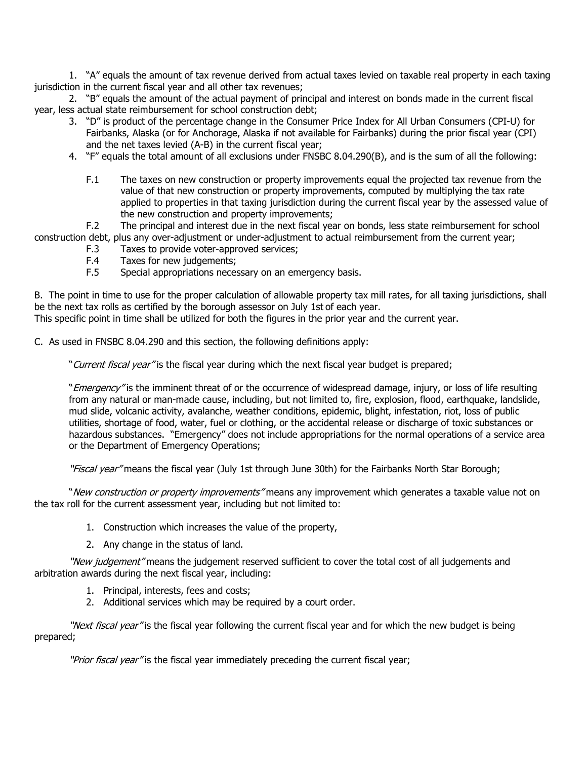1. "A" equals the amount of tax revenue derived from actual taxes levied on taxable real property in each taxing jurisdiction in the current fiscal year and all other tax revenues;
2. "B" equals the amount of the actual payment of principal and interest on bonds made in the current fiscal year, less actual state reimbursement for school construction debt;
3. "D" is product of the percentage change in the Consumer Price Index for All Urban Consumers (CPI-U) for Fairbanks, Alaska (or for Anchorage, Alaska if not available for Fairbanks) during the prior fiscal year (CPI) and the net taxes levied (A-B) in the current fiscal year;
4. "F" equals the total amount of all exclusions under FNSBC 8.04.290(B), and is the sum of all the following:

   F.1 The taxes on new construction or property improvements equal the projected tax revenue from the value of that new construction or property improvements, computed by multiplying the tax rate applied to properties in that taxing jurisdiction during the current fiscal year by the assessed value of the new construction and property improvements;

   F.2 The principal and interest due in the next fiscal year on bonds, less state reimbursement for school construction debt, plus any over-adjustment or under-adjustment to actual reimbursement from the current year;

   F.3 Taxes to provide voter-approved services;

   F.4 Taxes for new judgements;

   F.5 Special appropriations necessary on an emergency basis.

B. The point in time to use for the proper calculation of allowable property tax mill rates, for all taxing jurisdictions, shall be the next tax rolls as certified by the borough assessor on July 1st of each year.
This specific point in time shall be utilized for both the figures in the prior year and the current year.

C. As used in FNSBC 8.04.290 and this section, the following definitions apply:

"*Current fiscal year*" is the fiscal year during which the next fiscal year budget is prepared;

"*Emergency*" is the imminent threat of or the occurrence of widespread damage, injury, or loss of life resulting from any natural or man-made cause, including, but not limited to, fire, explosion, flood, earthquake, landslide, mud slide, volcanic activity, avalanche, weather conditions, epidemic, blight, infestation, riot, loss of public utilities, shortage of food, water, fuel or clothing, or the accidental release or discharge of toxic substances or hazardous substances. "Emergency" does not include appropriations for the normal operations of a service area or the Department of Emergency Operations;

*"Fiscal year"* means the fiscal year (July 1st through June 30th) for the Fairbanks North Star Borough;

"*New construction or property improvements*" means any improvement which generates a taxable value not on the tax roll for the current assessment year, including but not limited to:

1. Construction which increases the value of the property,
2. Any change in the status of land.

*"New judgement"* means the judgement reserved sufficient to cover the total cost of all judgements and arbitration awards during the next fiscal year, including:

1. Principal, interests, fees and costs;
2. Additional services which may be required by a court order.

*"Next fiscal year"* is the fiscal year following the current fiscal year and for which the new budget is being prepared;

*"Prior fiscal year"* is the fiscal year immediately preceding the current fiscal year;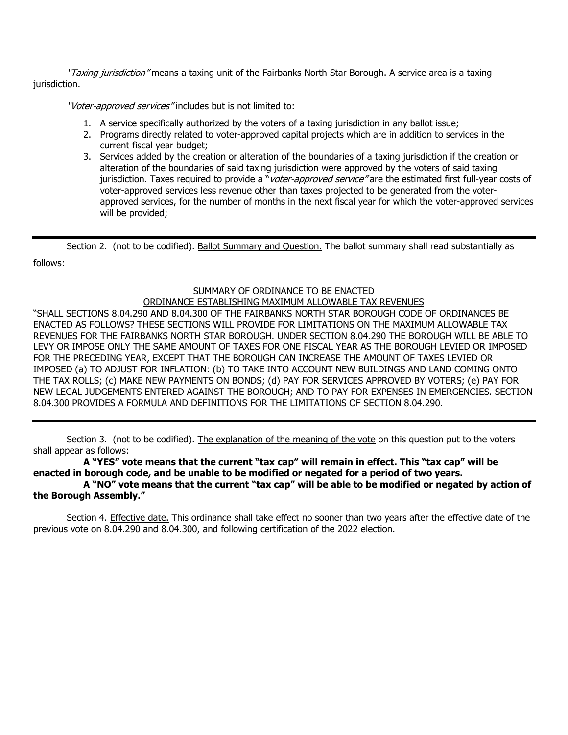*"Taxing jurisdiction"* means a taxing unit of the Fairbanks North Star Borough. A service area is a taxing jurisdiction.

*"Voter-approved services"* includes but is not limited to:

1. A service specifically authorized by the voters of a taxing jurisdiction in any ballot issue;
2. Programs directly related to voter-approved capital projects which are in addition to services in the current fiscal year budget;
3. Services added by the creation or alteration of the boundaries of a taxing jurisdiction if the creation or alteration of the boundaries of said taxing jurisdiction were approved by the voters of said taxing jurisdiction. Taxes required to provide a "*voter-approved service"* are the estimated first full-year costs of voter-approved services less revenue other than taxes projected to be generated from the voter-approved services, for the number of months in the next fiscal year for which the voter-approved services will be provided;

---

Section 2. (not to be codified). Ballot Summary and Question. The ballot summary shall read substantially as follows:

SUMMARY OF ORDINANCE TO BE ENACTED
ORDINANCE ESTABLISHING MAXIMUM ALLOWABLE TAX REVENUES

"SHALL SECTIONS 8.04.290 AND 8.04.300 OF THE FAIRBANKS NORTH STAR BOROUGH CODE OF ORDINANCES BE ENACTED AS FOLLOWS? THESE SECTIONS WILL PROVIDE FOR LIMITATIONS ON THE MAXIMUM ALLOWABLE TAX REVENUES FOR THE FAIRBANKS NORTH STAR BOROUGH. UNDER SECTION 8.04.290 THE BOROUGH WILL BE ABLE TO LEVY OR IMPOSE ONLY THE SAME AMOUNT OF TAXES FOR ONE FISCAL YEAR AS THE BOROUGH LEVIED OR IMPOSED FOR THE PRECEDING YEAR, EXCEPT THAT THE BOROUGH CAN INCREASE THE AMOUNT OF TAXES LEVIED OR IMPOSED (a) TO ADJUST FOR INFLATION: (b) TO TAKE INTO ACCOUNT NEW BUILDINGS AND LAND COMING ONTO THE TAX ROLLS; (c) MAKE NEW PAYMENTS ON BONDS; (d) PAY FOR SERVICES APPROVED BY VOTERS; (e) PAY FOR NEW LEGAL JUDGEMENTS ENTERED AGAINST THE BOROUGH; AND TO PAY FOR EXPENSES IN EMERGENCIES. SECTION 8.04.300 PROVIDES A FORMULA AND DEFINITIONS FOR THE LIMITATIONS OF SECTION 8.04.290.

---

Section 3. (not to be codified). The explanation of the meaning of the vote on this question put to the voters shall appear as follows:

**A "YES" vote means that the current "tax cap" will remain in effect. This "tax cap" will be enacted in borough code, and be unable to be modified or negated for a period of two years.**

**A "NO" vote means that the current "tax cap" will be able to be modified or negated by action of the Borough Assembly."**

Section 4. Effective date. This ordinance shall take effect no sooner than two years after the effective date of the previous vote on 8.04.290 and 8.04.300, and following certification of the 2022 election.